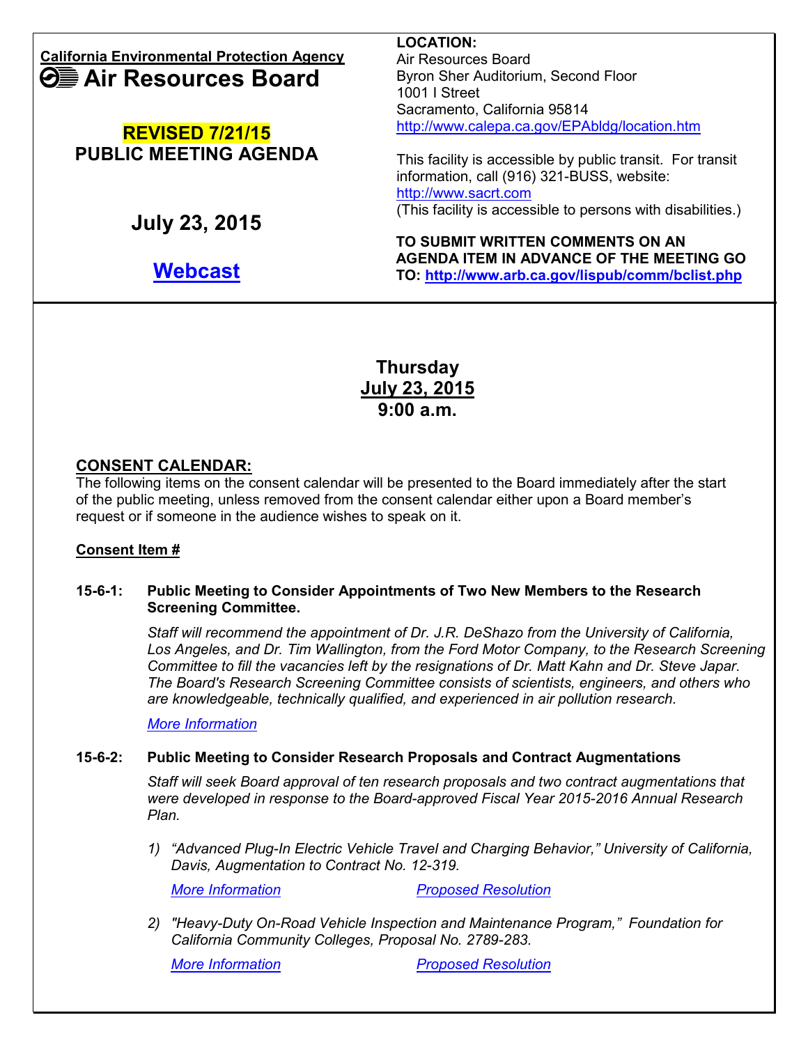**California Environmental Protection Agency**

# Air Resources Board

**REVISED 7/21/15**

**PUBLIC MEETING AGENDA**

## July 23, 2015

**Webcast**

**LOCATION:**
Air Resources Board
Byron Sher Auditorium, Second Floor
1001 I Street
Sacramento, California 95814
http://www.calepa.ca.gov/EPAbldg/location.htm

This facility is accessible by public transit. For transit information, call (916) 321-BUSS, website: http://www.sacrt.com
(This facility is accessible to persons with disabilities.)

**TO SUBMIT WRITTEN COMMENTS ON AN AGENDA ITEM IN ADVANCE OF THE MEETING GO TO: http://www.arb.ca.gov/lispub/comm/bclist.php**

---

**Thursday**
**July 23, 2015**
**9:00 a.m.**

## CONSENT CALENDAR:

The following items on the consent calendar will be presented to the Board immediately after the start of the public meeting, unless removed from the consent calendar either upon a Board member's request or if someone in the audience wishes to speak on it.

**Consent Item #**

**15-6-1: Public Meeting to Consider Appointments of Two New Members to the Research Screening Committee.**

*Staff will recommend the appointment of Dr. J.R. DeShazo from the University of California, Los Angeles, and Dr. Tim Wallington, from the Ford Motor Company, to the Research Screening Committee to fill the vacancies left by the resignations of Dr. Matt Kahn and Dr. Steve Japar. The Board's Research Screening Committee consists of scientists, engineers, and others who are knowledgeable, technically qualified, and experienced in air pollution research.*

*More Information*

**15-6-2: Public Meeting to Consider Research Proposals and Contract Augmentations**

*Staff will seek Board approval of ten research proposals and two contract augmentations that were developed in response to the Board-approved Fiscal Year 2015-2016 Annual Research Plan.*

1) *"Advanced Plug-In Electric Vehicle Travel and Charging Behavior," University of California, Davis, Augmentation to Contract No. 12-319.*

   *More Information* *Proposed Resolution*

2) *"Heavy-Duty On-Road Vehicle Inspection and Maintenance Program," Foundation for California Community Colleges, Proposal No. 2789-283.*

   *More Information* *Proposed Resolution*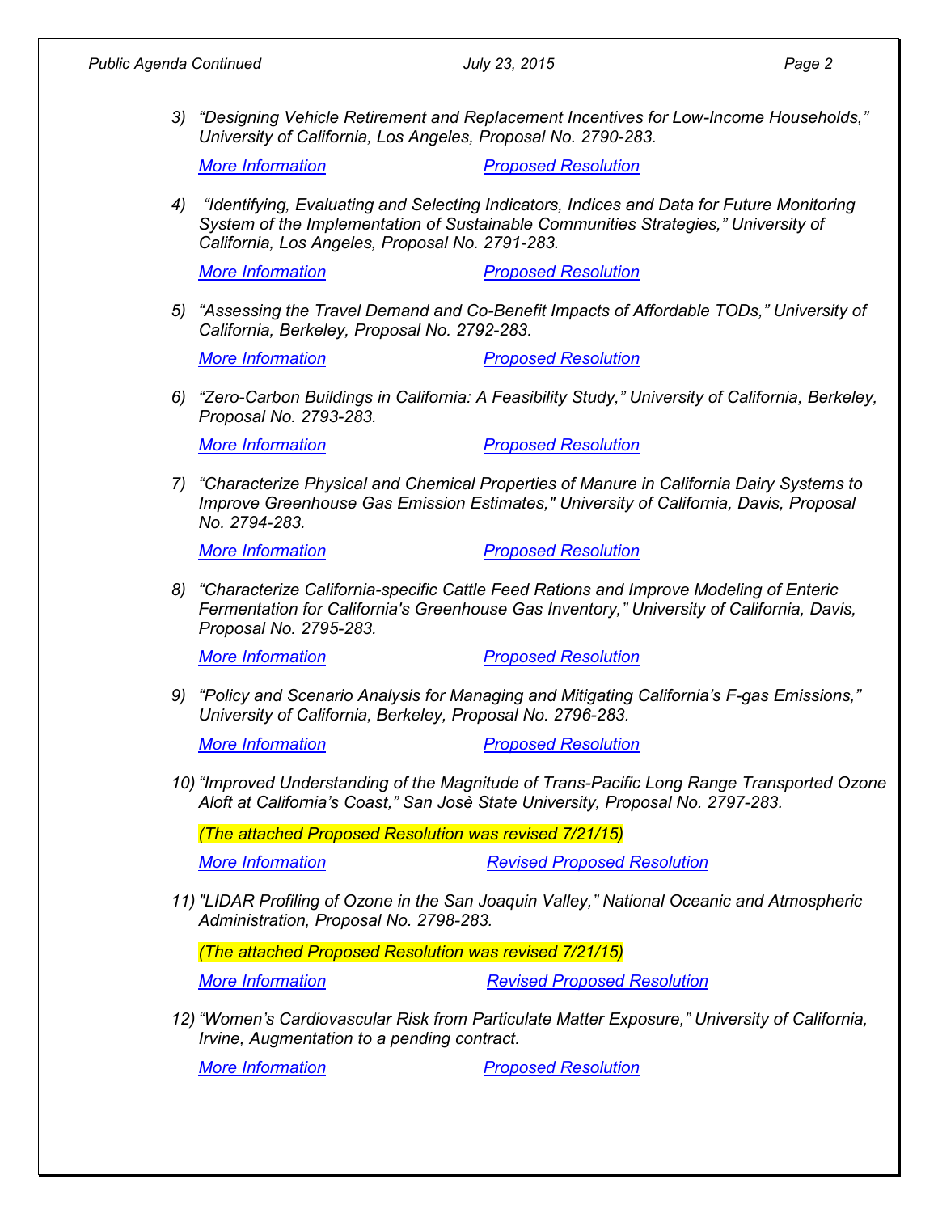3) *"Designing Vehicle Retirement and Replacement Incentives for Low-Income Households," University of California, Los Angeles, Proposal No. 2790-283.*

   *More Information* *Proposed Resolution*

4) *"Identifying, Evaluating and Selecting Indicators, Indices and Data for Future Monitoring System of the Implementation of Sustainable Communities Strategies," University of California, Los Angeles, Proposal No. 2791-283.*

   *More Information* *Proposed Resolution*

5) *"Assessing the Travel Demand and Co-Benefit Impacts of Affordable TODs," University of California, Berkeley, Proposal No. 2792-283.*

   *More Information* *Proposed Resolution*

6) *"Zero-Carbon Buildings in California: A Feasibility Study," University of California, Berkeley, Proposal No. 2793-283.*

   *More Information* *Proposed Resolution*

7) *"Characterize Physical and Chemical Properties of Manure in California Dairy Systems to Improve Greenhouse Gas Emission Estimates," University of California, Davis, Proposal No. 2794-283.*

   *More Information* *Proposed Resolution*

8) *"Characterize California-specific Cattle Feed Rations and Improve Modeling of Enteric Fermentation for California's Greenhouse Gas Inventory," University of California, Davis, Proposal No. 2795-283.*

   *More Information* *Proposed Resolution*

9) *"Policy and Scenario Analysis for Managing and Mitigating California's F-gas Emissions," University of California, Berkeley, Proposal No. 2796-283.*

   *More Information* *Proposed Resolution*

10) *"Improved Understanding of the Magnitude of Trans-Pacific Long Range Transported Ozone Aloft at California's Coast," San Josè State University, Proposal No. 2797-283.*

    *(The attached Proposed Resolution was revised 7/21/15)*

    *More Information* *Revised Proposed Resolution*

11) *"LIDAR Profiling of Ozone in the San Joaquin Valley," National Oceanic and Atmospheric Administration, Proposal No. 2798-283.*

    *(The attached Proposed Resolution was revised 7/21/15)*

    *More Information* *Revised Proposed Resolution*

12) *"Women's Cardiovascular Risk from Particulate Matter Exposure," University of California, Irvine, Augmentation to a pending contract.*

    *More Information* *Proposed Resolution*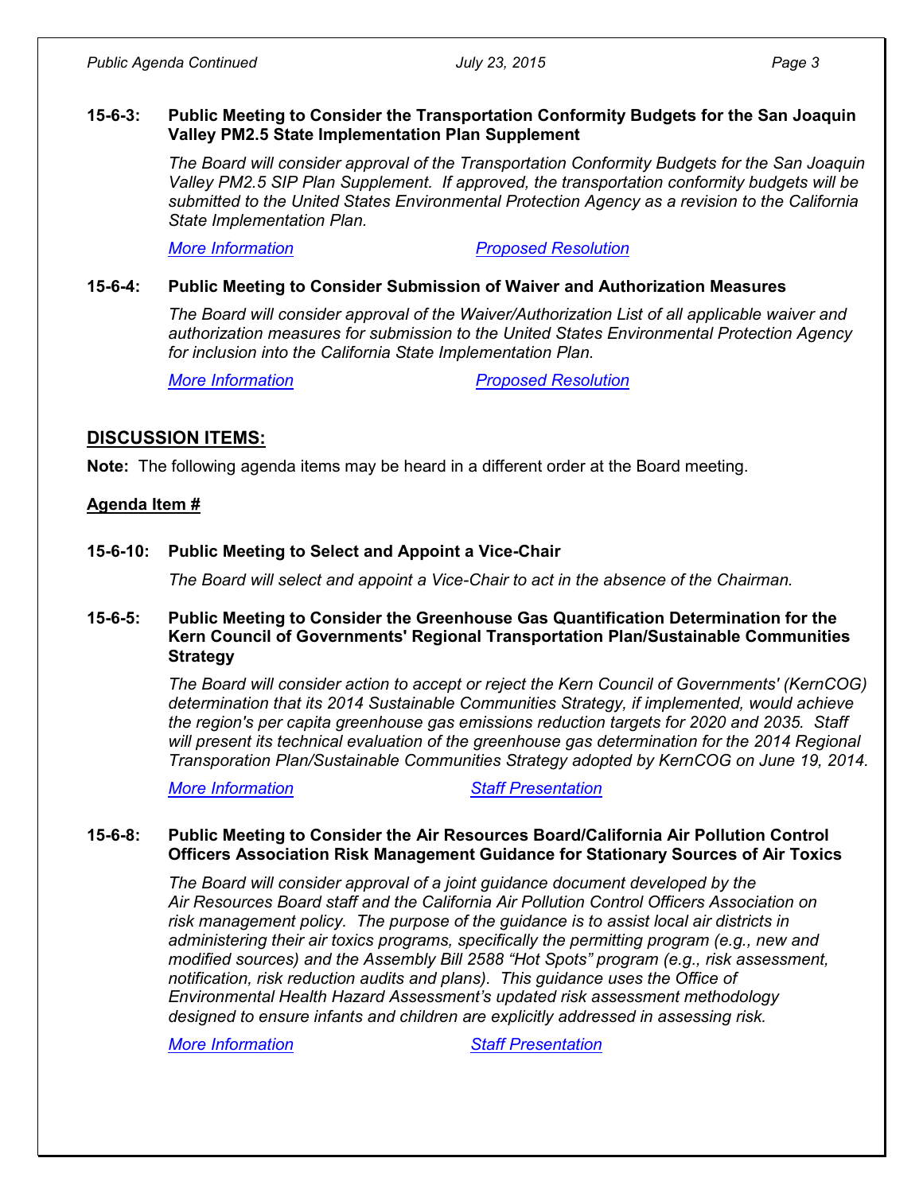**15-6-3: Public Meeting to Consider the Transportation Conformity Budgets for the San Joaquin Valley PM2.5 State Implementation Plan Supplement**

*The Board will consider approval of the Transportation Conformity Budgets for the San Joaquin Valley PM2.5 SIP Plan Supplement. If approved, the transportation conformity budgets will be submitted to the United States Environmental Protection Agency as a revision to the California State Implementation Plan.*

*More Information* *Proposed Resolution*

**15-6-4: Public Meeting to Consider Submission of Waiver and Authorization Measures**

*The Board will consider approval of the Waiver/Authorization List of all applicable waiver and authorization measures for submission to the United States Environmental Protection Agency for inclusion into the California State Implementation Plan.*

*More Information* *Proposed Resolution*

## DISCUSSION ITEMS:

**Note:** The following agenda items may be heard in a different order at the Board meeting.

**Agenda Item #**

**15-6-10: Public Meeting to Select and Appoint a Vice-Chair**

*The Board will select and appoint a Vice-Chair to act in the absence of the Chairman.*

**15-6-5: Public Meeting to Consider the Greenhouse Gas Quantification Determination for the Kern Council of Governments' Regional Transportation Plan/Sustainable Communities Strategy**

*The Board will consider action to accept or reject the Kern Council of Governments' (KernCOG) determination that its 2014 Sustainable Communities Strategy, if implemented, would achieve the region's per capita greenhouse gas emissions reduction targets for 2020 and 2035. Staff will present its technical evaluation of the greenhouse gas determination for the 2014 Regional Transporation Plan/Sustainable Communities Strategy adopted by KernCOG on June 19, 2014.*

*More Information* *Staff Presentation*

**15-6-8: Public Meeting to Consider the Air Resources Board/California Air Pollution Control Officers Association Risk Management Guidance for Stationary Sources of Air Toxics**

*The Board will consider approval of a joint guidance document developed by the Air Resources Board staff and the California Air Pollution Control Officers Association on risk management policy. The purpose of the guidance is to assist local air districts in administering their air toxics programs, specifically the permitting program (e.g., new and modified sources) and the Assembly Bill 2588 "Hot Spots" program (e.g., risk assessment, notification, risk reduction audits and plans). This guidance uses the Office of Environmental Health Hazard Assessment's updated risk assessment methodology designed to ensure infants and children are explicitly addressed in assessing risk.*

*More Information* *Staff Presentation*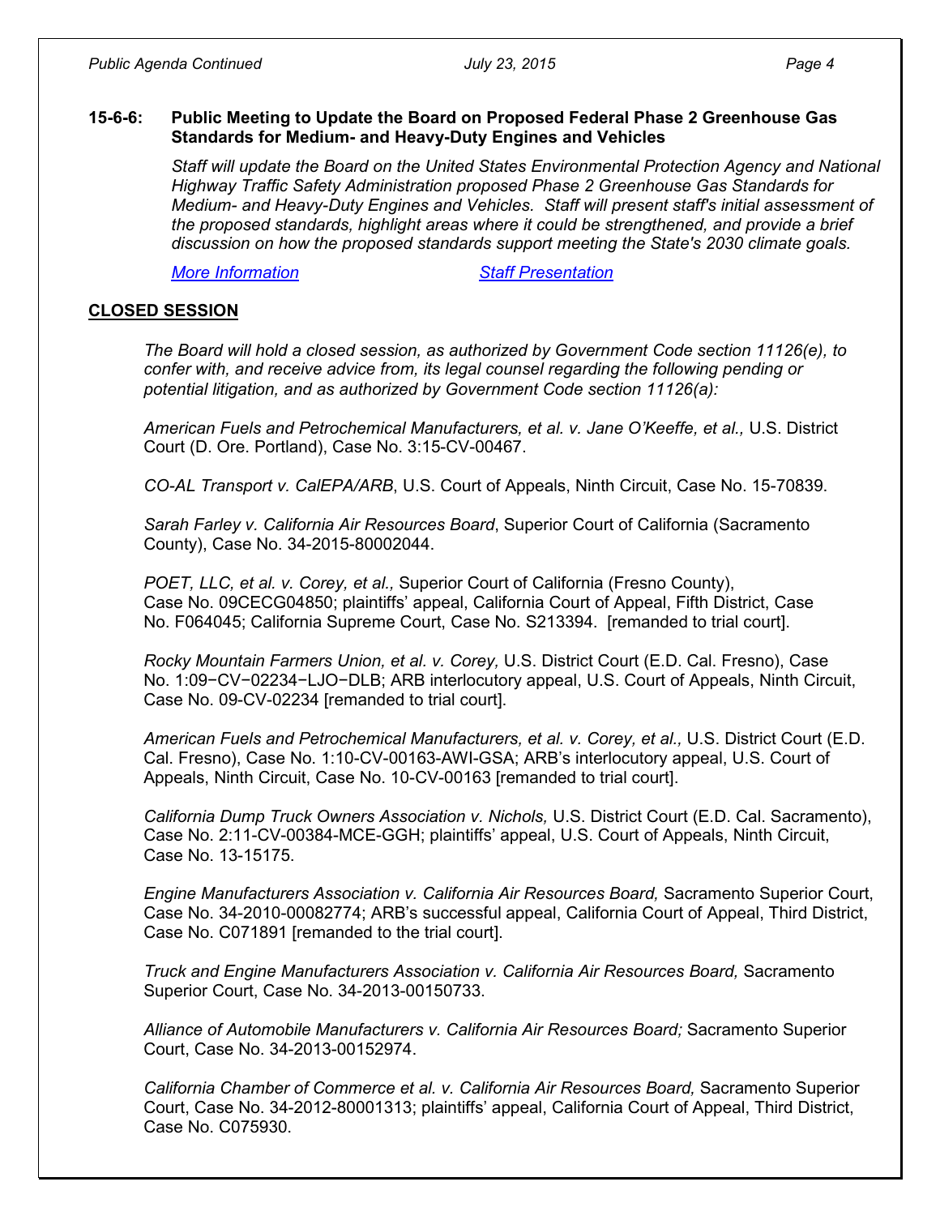**15-6-6: Public Meeting to Update the Board on Proposed Federal Phase 2 Greenhouse Gas Standards for Medium- and Heavy-Duty Engines and Vehicles**

*Staff will update the Board on the United States Environmental Protection Agency and National Highway Traffic Safety Administration proposed Phase 2 Greenhouse Gas Standards for Medium- and Heavy-Duty Engines and Vehicles. Staff will present staff's initial assessment of the proposed standards, highlight areas where it could be strengthened, and provide a brief discussion on how the proposed standards support meeting the State's 2030 climate goals.*

*More Information* *Staff Presentation*

## CLOSED SESSION

*The Board will hold a closed session, as authorized by Government Code section 11126(e), to confer with, and receive advice from, its legal counsel regarding the following pending or potential litigation, and as authorized by Government Code section 11126(a):*

*American Fuels and Petrochemical Manufacturers, et al. v. Jane O'Keeffe, et al.,* U.S. District Court (D. Ore. Portland), Case No. 3:15-CV-00467.

*CO-AL Transport v. CalEPA/ARB*, U.S. Court of Appeals, Ninth Circuit, Case No. 15-70839.

*Sarah Farley v. California Air Resources Board*, Superior Court of California (Sacramento County), Case No. 34-2015-80002044.

*POET, LLC, et al. v. Corey, et al.,* Superior Court of California (Fresno County), Case No. 09CECG04850; plaintiffs' appeal, California Court of Appeal, Fifth District, Case No. F064045; California Supreme Court, Case No. S213394. [remanded to trial court].

*Rocky Mountain Farmers Union, et al. v. Corey,* U.S. District Court (E.D. Cal. Fresno), Case No. 1:09−CV−02234−LJO−DLB; ARB interlocutory appeal, U.S. Court of Appeals, Ninth Circuit, Case No. 09-CV-02234 [remanded to trial court].

*American Fuels and Petrochemical Manufacturers, et al. v. Corey, et al.,* U.S. District Court (E.D. Cal. Fresno), Case No. 1:10-CV-00163-AWI-GSA; ARB's interlocutory appeal, U.S. Court of Appeals, Ninth Circuit, Case No. 10-CV-00163 [remanded to trial court].

*California Dump Truck Owners Association v. Nichols,* U.S. District Court (E.D. Cal. Sacramento), Case No. 2:11-CV-00384-MCE-GGH; plaintiffs' appeal, U.S. Court of Appeals, Ninth Circuit, Case No. 13-15175.

*Engine Manufacturers Association v. California Air Resources Board,* Sacramento Superior Court, Case No. 34-2010-00082774; ARB's successful appeal, California Court of Appeal, Third District, Case No. C071891 [remanded to the trial court].

*Truck and Engine Manufacturers Association v. California Air Resources Board,* Sacramento Superior Court, Case No. 34-2013-00150733.

*Alliance of Automobile Manufacturers v. California Air Resources Board;* Sacramento Superior Court, Case No. 34-2013-00152974.

*California Chamber of Commerce et al. v. California Air Resources Board,* Sacramento Superior Court, Case No. 34-2012-80001313; plaintiffs' appeal, California Court of Appeal, Third District, Case No. C075930.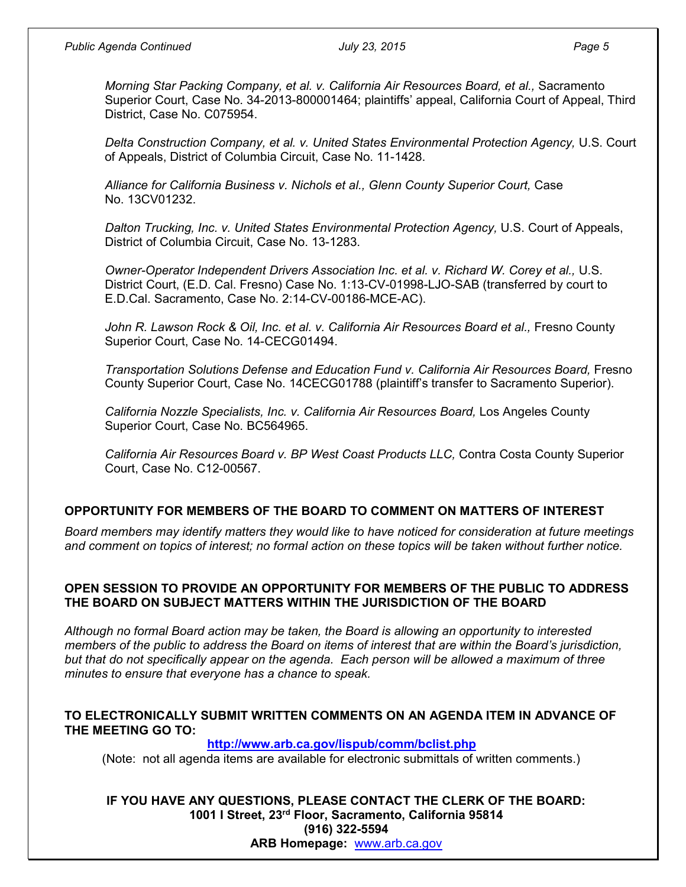*Morning Star Packing Company, et al. v. California Air Resources Board, et al.,* Sacramento Superior Court, Case No. 34-2013-800001464; plaintiffs' appeal, California Court of Appeal, Third District, Case No. C075954.

*Delta Construction Company, et al. v. United States Environmental Protection Agency,* U.S. Court of Appeals, District of Columbia Circuit, Case No. 11-1428.

*Alliance for California Business v. Nichols et al., Glenn County Superior Court,* Case No. 13CV01232.

*Dalton Trucking, Inc. v. United States Environmental Protection Agency,* U.S. Court of Appeals, District of Columbia Circuit, Case No. 13-1283.

*Owner-Operator Independent Drivers Association Inc. et al. v. Richard W. Corey et al.,* U.S. District Court, (E.D. Cal. Fresno) Case No. 1:13-CV-01998-LJO-SAB (transferred by court to E.D.Cal. Sacramento, Case No. 2:14-CV-00186-MCE-AC).

*John R. Lawson Rock & Oil, Inc. et al. v. California Air Resources Board et al.,* Fresno County Superior Court, Case No. 14-CECG01494.

*Transportation Solutions Defense and Education Fund v. California Air Resources Board,* Fresno County Superior Court, Case No. 14CECG01788 (plaintiff's transfer to Sacramento Superior).

*California Nozzle Specialists, Inc. v. California Air Resources Board,* Los Angeles County Superior Court, Case No. BC564965.

*California Air Resources Board v. BP West Coast Products LLC,* Contra Costa County Superior Court, Case No. C12-00567.

**OPPORTUNITY FOR MEMBERS OF THE BOARD TO COMMENT ON MATTERS OF INTEREST**

*Board members may identify matters they would like to have noticed for consideration at future meetings and comment on topics of interest; no formal action on these topics will be taken without further notice.*

**OPEN SESSION TO PROVIDE AN OPPORTUNITY FOR MEMBERS OF THE PUBLIC TO ADDRESS THE BOARD ON SUBJECT MATTERS WITHIN THE JURISDICTION OF THE BOARD**

*Although no formal Board action may be taken, the Board is allowing an opportunity to interested members of the public to address the Board on items of interest that are within the Board's jurisdiction, but that do not specifically appear on the agenda. Each person will be allowed a maximum of three minutes to ensure that everyone has a chance to speak.*

**TO ELECTRONICALLY SUBMIT WRITTEN COMMENTS ON AN AGENDA ITEM IN ADVANCE OF THE MEETING GO TO:**

**http://www.arb.ca.gov/lispub/comm/bclist.php**

(Note: not all agenda items are available for electronic submittals of written comments.)

**IF YOU HAVE ANY QUESTIONS, PLEASE CONTACT THE CLERK OF THE BOARD:**
**1001 I Street, 23rd Floor, Sacramento, California 95814**
**(916) 322-5594**
**ARB Homepage:** www.arb.ca.gov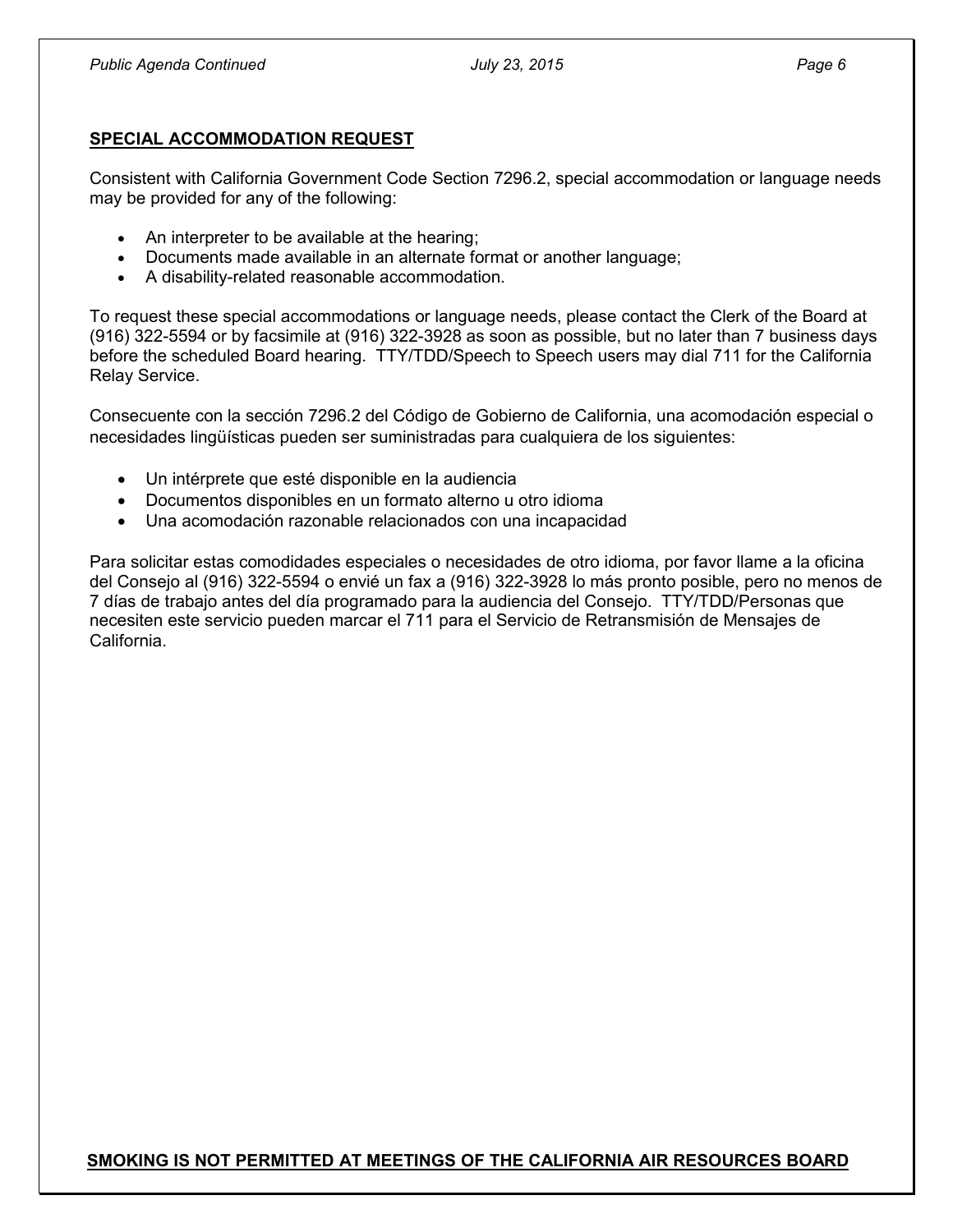## SPECIAL ACCOMMODATION REQUEST

Consistent with California Government Code Section 7296.2, special accommodation or language needs may be provided for any of the following:

- An interpreter to be available at the hearing;
- Documents made available in an alternate format or another language;
- A disability-related reasonable accommodation.

To request these special accommodations or language needs, please contact the Clerk of the Board at (916) 322-5594 or by facsimile at (916) 322-3928 as soon as possible, but no later than 7 business days before the scheduled Board hearing. TTY/TDD/Speech to Speech users may dial 711 for the California Relay Service.

Consecuente con la sección 7296.2 del Código de Gobierno de California, una acomodación especial o necesidades lingüísticas pueden ser suministradas para cualquiera de los siguientes:

- Un intérprete que esté disponible en la audiencia
- Documentos disponibles en un formato alterno u otro idioma
- Una acomodación razonable relacionados con una incapacidad

Para solicitar estas comodidades especiales o necesidades de otro idioma, por favor llame a la oficina del Consejo al (916) 322-5594 o envié un fax a (916) 322-3928 lo más pronto posible, pero no menos de 7 días de trabajo antes del día programado para la audiencia del Consejo. TTY/TDD/Personas que necesiten este servicio pueden marcar el 711 para el Servicio de Retransmisión de Mensajes de California.

**SMOKING IS NOT PERMITTED AT MEETINGS OF THE CALIFORNIA AIR RESOURCES BOARD**